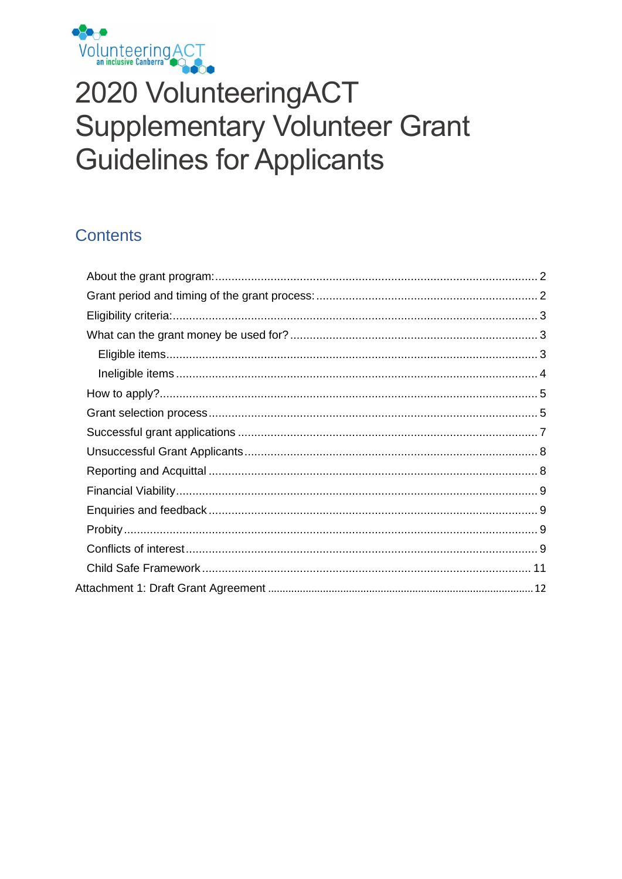VolunteeringACT
an inclusive Canberra

# 2020 VolunteeringACT Supplementary Volunteer Grant Guidelines for Applicants

## Contents

- About the grant program: 2
- Grant period and timing of the grant process: 2
- Eligibility criteria: 3
- What can the grant money be used for? 3
  - Eligible items 3
  - Ineligible items 4
- How to apply? 5
- Grant selection process 5
- Successful grant applications 7
- Unsuccessful Grant Applicants 8
- Reporting and Acquittal 8
- Financial Viability 9
- Enquiries and feedback 9
- Probity 9
- Conflicts of interest 9
- Child Safe Framework 11

Attachment 1: Draft Grant Agreement 12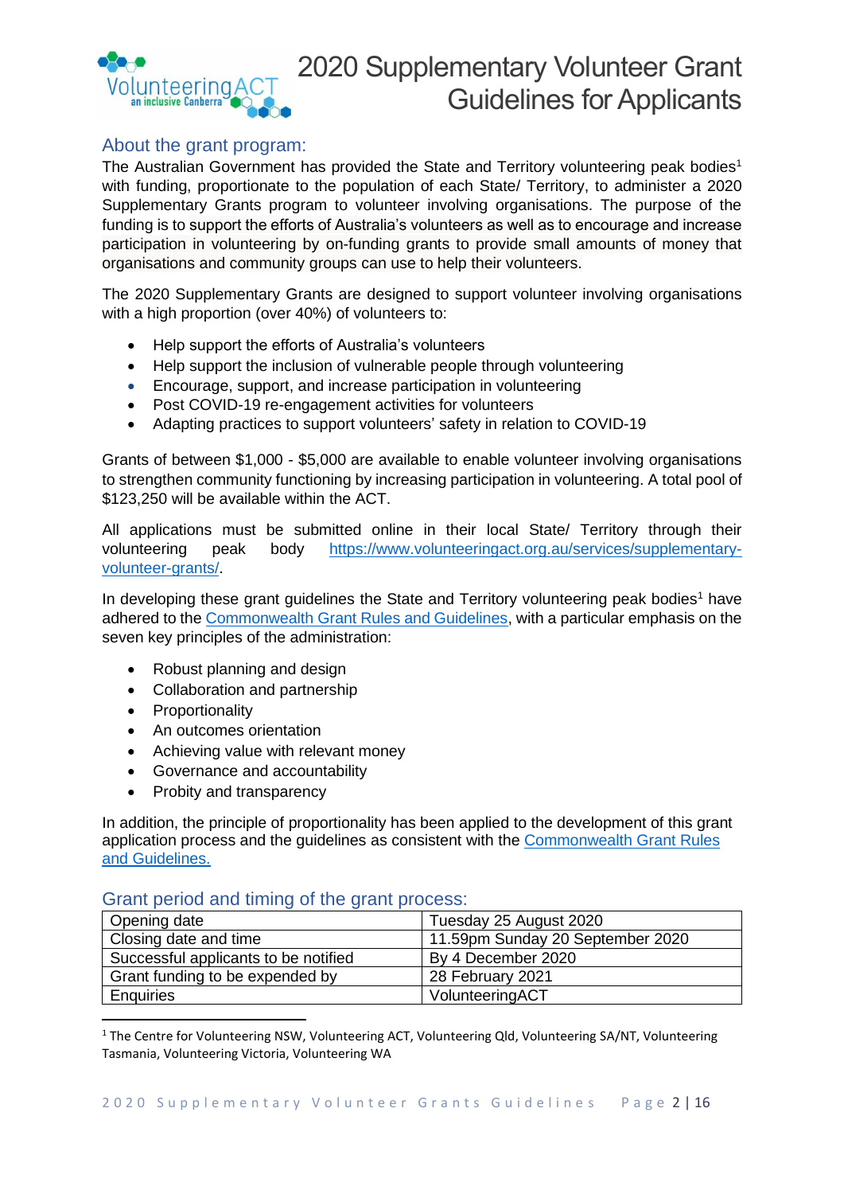## About the grant program:

The Australian Government has provided the State and Territory volunteering peak bodies[1] with funding, proportionate to the population of each State/ Territory, to administer a 2020 Supplementary Grants program to volunteer involving organisations. The purpose of the funding is to support the efforts of Australia's volunteers as well as to encourage and increase participation in volunteering by on-funding grants to provide small amounts of money that organisations and community groups can use to help their volunteers.

The 2020 Supplementary Grants are designed to support volunteer involving organisations with a high proportion (over 40%) of volunteers to:

- Help support the efforts of Australia's volunteers
- Help support the inclusion of vulnerable people through volunteering
- Encourage, support, and increase participation in volunteering
- Post COVID-19 re-engagement activities for volunteers
- Adapting practices to support volunteers' safety in relation to COVID-19

Grants of between $1,000 - $5,000 are available to enable volunteer involving organisations to strengthen community functioning by increasing participation in volunteering. A total pool of $123,250 will be available within the ACT.

All applications must be submitted online in their local State/ Territory through their volunteering peak body https://www.volunteeringact.org.au/services/supplementary-volunteer-grants/.

In developing these grant guidelines the State and Territory volunteering peak bodies[1] have adhered to the Commonwealth Grant Rules and Guidelines, with a particular emphasis on the seven key principles of the administration:

- Robust planning and design
- Collaboration and partnership
- Proportionality
- An outcomes orientation
- Achieving value with relevant money
- Governance and accountability
- Probity and transparency

In addition, the principle of proportionality has been applied to the development of this grant application process and the guidelines as consistent with the Commonwealth Grant Rules and Guidelines.

## Grant period and timing of the grant process:

| | |
|---|---|
| Opening date | Tuesday 25 August 2020 |
| Closing date and time | 11.59pm Sunday 20 September 2020 |
| Successful applicants to be notified | By 4 December 2020 |
| Grant funding to be expended by | 28 February 2021 |
| Enquiries | VolunteeringACT |

[1] The Centre for Volunteering NSW, Volunteering ACT, Volunteering Qld, Volunteering SA/NT, Volunteering Tasmania, Volunteering Victoria, Volunteering WA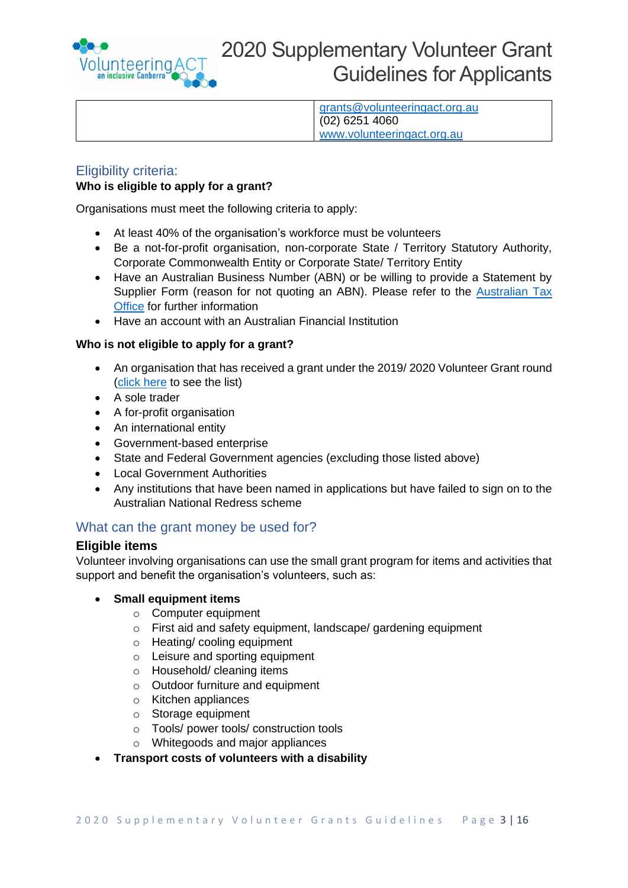|  | grants@volunteeringact.org.au<br>(02) 6251 4060<br>www.volunteeringact.org.au |
|---|---|

## Eligibility criteria:

**Who is eligible to apply for a grant?**

Organisations must meet the following criteria to apply:

- At least 40% of the organisation's workforce must be volunteers
- Be a not-for-profit organisation, non-corporate State / Territory Statutory Authority, Corporate Commonwealth Entity or Corporate State/ Territory Entity
- Have an Australian Business Number (ABN) or be willing to provide a Statement by Supplier Form (reason for not quoting an ABN). Please refer to the Australian Tax Office for further information
- Have an account with an Australian Financial Institution

**Who is not eligible to apply for a grant?**

- An organisation that has received a grant under the 2019/ 2020 Volunteer Grant round (click here to see the list)
- A sole trader
- A for-profit organisation
- An international entity
- Government-based enterprise
- State and Federal Government agencies (excluding those listed above)
- Local Government Authorities
- Any institutions that have been named in applications but have failed to sign on to the Australian National Redress scheme

## What can the grant money be used for?

### Eligible items

Volunteer involving organisations can use the small grant program for items and activities that support and benefit the organisation's volunteers, such as:

- **Small equipment items**
  - Computer equipment
  - First aid and safety equipment, landscape/ gardening equipment
  - Heating/ cooling equipment
  - Leisure and sporting equipment
  - Household/ cleaning items
  - Outdoor furniture and equipment
  - Kitchen appliances
  - Storage equipment
  - Tools/ power tools/ construction tools
  - Whitegoods and major appliances
- **Transport costs of volunteers with a disability**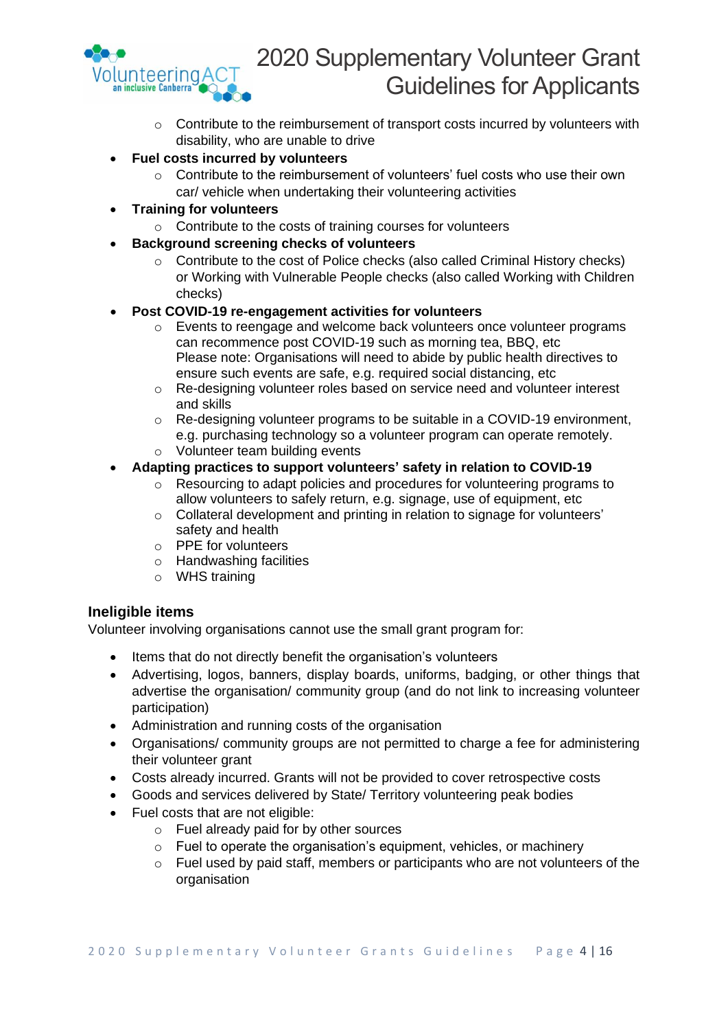- Contribute to the reimbursement of transport costs incurred by volunteers with disability, who are unable to drive
- **Fuel costs incurred by volunteers**
  - Contribute to the reimbursement of volunteers' fuel costs who use their own car/ vehicle when undertaking their volunteering activities
- **Training for volunteers**
  - Contribute to the costs of training courses for volunteers
- **Background screening checks of volunteers**
  - Contribute to the cost of Police checks (also called Criminal History checks) or Working with Vulnerable People checks (also called Working with Children checks)
- **Post COVID-19 re-engagement activities for volunteers**
  - Events to reengage and welcome back volunteers once volunteer programs can recommence post COVID-19 such as morning tea, BBQ, etc
    Please note: Organisations will need to abide by public health directives to ensure such events are safe, e.g. required social distancing, etc
  - Re-designing volunteer roles based on service need and volunteer interest and skills
  - Re-designing volunteer programs to be suitable in a COVID-19 environment, e.g. purchasing technology so a volunteer program can operate remotely.
  - Volunteer team building events
- **Adapting practices to support volunteers' safety in relation to COVID-19**
  - Resourcing to adapt policies and procedures for volunteering programs to allow volunteers to safely return, e.g. signage, use of equipment, etc
  - Collateral development and printing in relation to signage for volunteers' safety and health
  - PPE for volunteers
  - Handwashing facilities
  - WHS training

### Ineligible items

Volunteer involving organisations cannot use the small grant program for:

- Items that do not directly benefit the organisation's volunteers
- Advertising, logos, banners, display boards, uniforms, badging, or other things that advertise the organisation/ community group (and do not link to increasing volunteer participation)
- Administration and running costs of the organisation
- Organisations/ community groups are not permitted to charge a fee for administering their volunteer grant
- Costs already incurred. Grants will not be provided to cover retrospective costs
- Goods and services delivered by State/ Territory volunteering peak bodies
- Fuel costs that are not eligible:
  - Fuel already paid for by other sources
  - Fuel to operate the organisation's equipment, vehicles, or machinery
  - Fuel used by paid staff, members or participants who are not volunteers of the organisation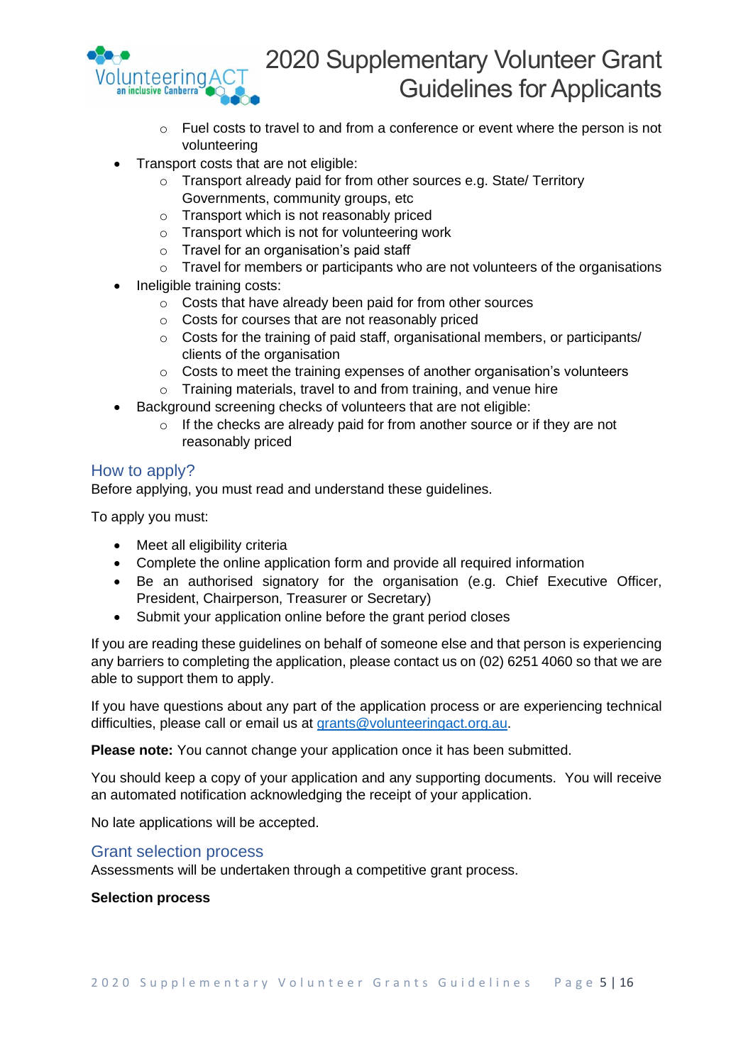- Fuel costs to travel to and from a conference or event where the person is not volunteering
- Transport costs that are not eligible:
    - Transport already paid for from other sources e.g. State/ Territory Governments, community groups, etc
    - Transport which is not reasonably priced
    - Transport which is not for volunteering work
    - Travel for an organisation's paid staff
    - Travel for members or participants who are not volunteers of the organisations
- Ineligible training costs:
    - Costs that have already been paid for from other sources
    - Costs for courses that are not reasonably priced
    - Costs for the training of paid staff, organisational members, or participants/ clients of the organisation
    - Costs to meet the training expenses of another organisation's volunteers
    - Training materials, travel to and from training, and venue hire
- Background screening checks of volunteers that are not eligible:
    - If the checks are already paid for from another source or if they are not reasonably priced

## How to apply?

Before applying, you must read and understand these guidelines.

To apply you must:

- Meet all eligibility criteria
- Complete the online application form and provide all required information
- Be an authorised signatory for the organisation (e.g. Chief Executive Officer, President, Chairperson, Treasurer or Secretary)
- Submit your application online before the grant period closes

If you are reading these guidelines on behalf of someone else and that person is experiencing any barriers to completing the application, please contact us on (02) 6251 4060 so that we are able to support them to apply.

If you have questions about any part of the application process or are experiencing technical difficulties, please call or email us at grants@volunteeringact.org.au.

**Please note:** You cannot change your application once it has been submitted.

You should keep a copy of your application and any supporting documents. You will receive an automated notification acknowledging the receipt of your application.

No late applications will be accepted.

## Grant selection process

Assessments will be undertaken through a competitive grant process.

**Selection process**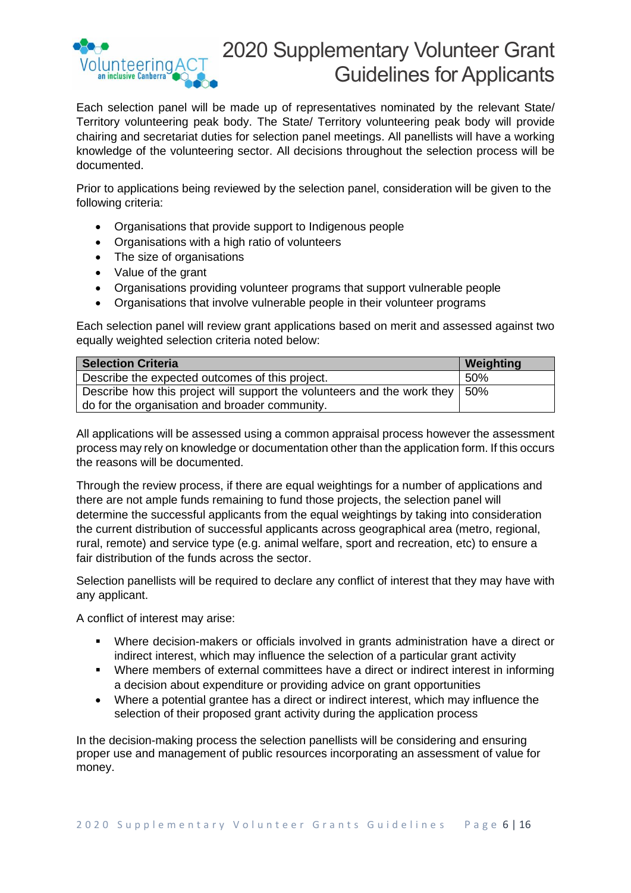Each selection panel will be made up of representatives nominated by the relevant State/ Territory volunteering peak body. The State/ Territory volunteering peak body will provide chairing and secretariat duties for selection panel meetings. All panellists will have a working knowledge of the volunteering sector. All decisions throughout the selection process will be documented.

Prior to applications being reviewed by the selection panel, consideration will be given to the following criteria:

- Organisations that provide support to Indigenous people
- Organisations with a high ratio of volunteers
- The size of organisations
- Value of the grant
- Organisations providing volunteer programs that support vulnerable people
- Organisations that involve vulnerable people in their volunteer programs

Each selection panel will review grant applications based on merit and assessed against two equally weighted selection criteria noted below:

| Selection Criteria | Weighting |
|---|---|
| Describe the expected outcomes of this project. | 50% |
| Describe how this project will support the volunteers and the work they do for the organisation and broader community. | 50% |

All applications will be assessed using a common appraisal process however the assessment process may rely on knowledge or documentation other than the application form. If this occurs the reasons will be documented.

Through the review process, if there are equal weightings for a number of applications and there are not ample funds remaining to fund those projects, the selection panel will determine the successful applicants from the equal weightings by taking into consideration the current distribution of successful applicants across geographical area (metro, regional, rural, remote) and service type (e.g. animal welfare, sport and recreation, etc) to ensure a fair distribution of the funds across the sector.

Selection panellists will be required to declare any conflict of interest that they may have with any applicant.

A conflict of interest may arise:

- Where decision-makers or officials involved in grants administration have a direct or indirect interest, which may influence the selection of a particular grant activity
- Where members of external committees have a direct or indirect interest in informing a decision about expenditure or providing advice on grant opportunities
- Where a potential grantee has a direct or indirect interest, which may influence the selection of their proposed grant activity during the application process

In the decision-making process the selection panellists will be considering and ensuring proper use and management of public resources incorporating an assessment of value for money.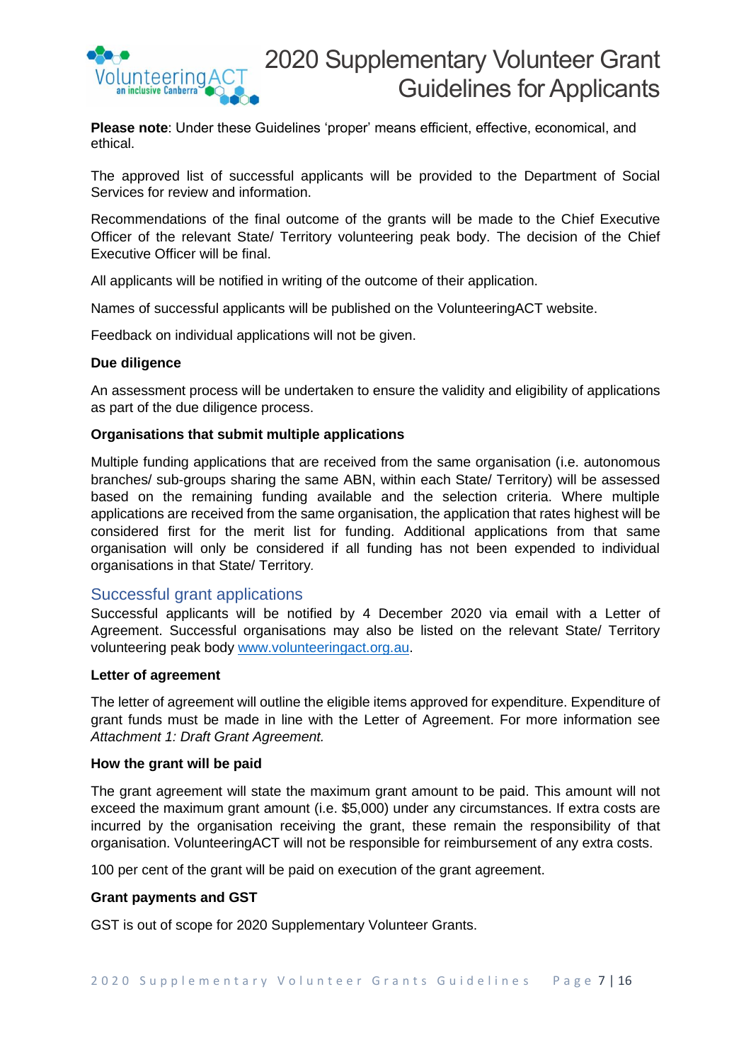**Please note**: Under these Guidelines 'proper' means efficient, effective, economical, and ethical.

The approved list of successful applicants will be provided to the Department of Social Services for review and information.

Recommendations of the final outcome of the grants will be made to the Chief Executive Officer of the relevant State/ Territory volunteering peak body. The decision of the Chief Executive Officer will be final.

All applicants will be notified in writing of the outcome of their application.

Names of successful applicants will be published on the VolunteeringACT website.

Feedback on individual applications will not be given.

**Due diligence**

An assessment process will be undertaken to ensure the validity and eligibility of applications as part of the due diligence process.

**Organisations that submit multiple applications**

Multiple funding applications that are received from the same organisation (i.e. autonomous branches/ sub-groups sharing the same ABN, within each State/ Territory) will be assessed based on the remaining funding available and the selection criteria. Where multiple applications are received from the same organisation, the application that rates highest will be considered first for the merit list for funding. Additional applications from that same organisation will only be considered if all funding has not been expended to individual organisations in that State/ Territory.

## Successful grant applications

Successful applicants will be notified by 4 December 2020 via email with a Letter of Agreement. Successful organisations may also be listed on the relevant State/ Territory volunteering peak body [www.volunteeringact.org.au](http://www.volunteeringact.org.au).

**Letter of agreement**

The letter of agreement will outline the eligible items approved for expenditure. Expenditure of grant funds must be made in line with the Letter of Agreement. For more information see *Attachment 1: Draft Grant Agreement.*

**How the grant will be paid**

The grant agreement will state the maximum grant amount to be paid. This amount will not exceed the maximum grant amount (i.e. $5,000) under any circumstances. If extra costs are incurred by the organisation receiving the grant, these remain the responsibility of that organisation. VolunteeringACT will not be responsible for reimbursement of any extra costs.

100 per cent of the grant will be paid on execution of the grant agreement.

**Grant payments and GST**

GST is out of scope for 2020 Supplementary Volunteer Grants.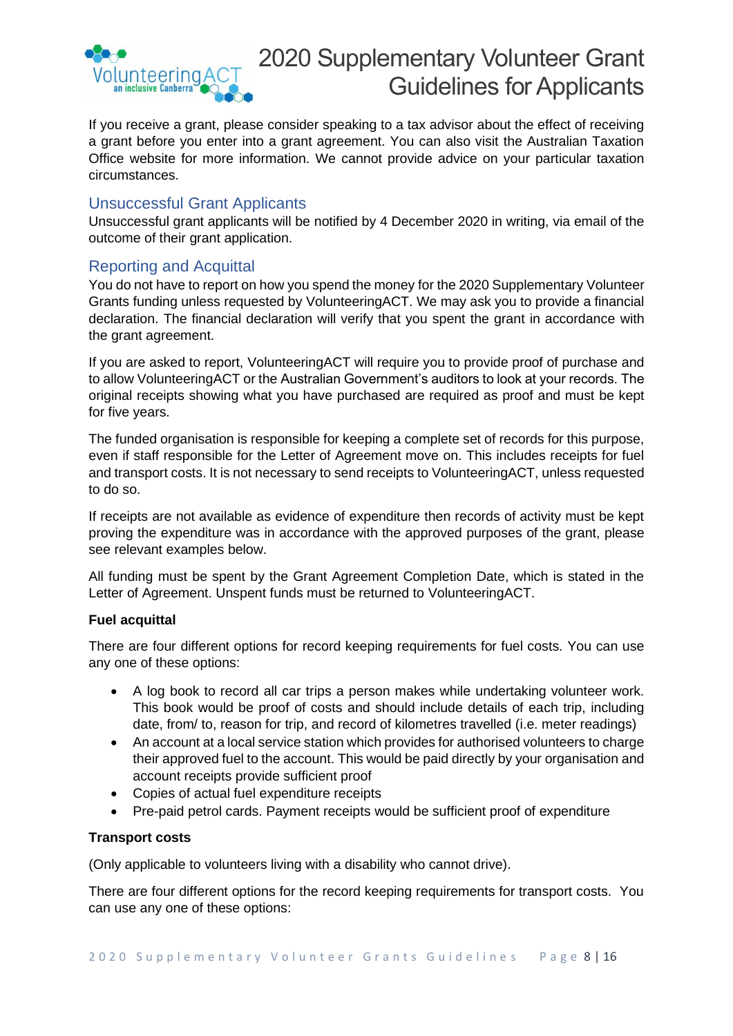If you receive a grant, please consider speaking to a tax advisor about the effect of receiving a grant before you enter into a grant agreement. You can also visit the Australian Taxation Office website for more information. We cannot provide advice on your particular taxation circumstances.

## Unsuccessful Grant Applicants

Unsuccessful grant applicants will be notified by 4 December 2020 in writing, via email of the outcome of their grant application.

## Reporting and Acquittal

You do not have to report on how you spend the money for the 2020 Supplementary Volunteer Grants funding unless requested by VolunteeringACT. We may ask you to provide a financial declaration. The financial declaration will verify that you spent the grant in accordance with the grant agreement.

If you are asked to report, VolunteeringACT will require you to provide proof of purchase and to allow VolunteeringACT or the Australian Government's auditors to look at your records. The original receipts showing what you have purchased are required as proof and must be kept for five years.

The funded organisation is responsible for keeping a complete set of records for this purpose, even if staff responsible for the Letter of Agreement move on. This includes receipts for fuel and transport costs. It is not necessary to send receipts to VolunteeringACT, unless requested to do so.

If receipts are not available as evidence of expenditure then records of activity must be kept proving the expenditure was in accordance with the approved purposes of the grant, please see relevant examples below.

All funding must be spent by the Grant Agreement Completion Date, which is stated in the Letter of Agreement. Unspent funds must be returned to VolunteeringACT.

**Fuel acquittal**

There are four different options for record keeping requirements for fuel costs. You can use any one of these options:

- A log book to record all car trips a person makes while undertaking volunteer work. This book would be proof of costs and should include details of each trip, including date, from/ to, reason for trip, and record of kilometres travelled (i.e. meter readings)
- An account at a local service station which provides for authorised volunteers to charge their approved fuel to the account. This would be paid directly by your organisation and account receipts provide sufficient proof
- Copies of actual fuel expenditure receipts
- Pre-paid petrol cards. Payment receipts would be sufficient proof of expenditure

**Transport costs**

(Only applicable to volunteers living with a disability who cannot drive).

There are four different options for the record keeping requirements for transport costs. You can use any one of these options: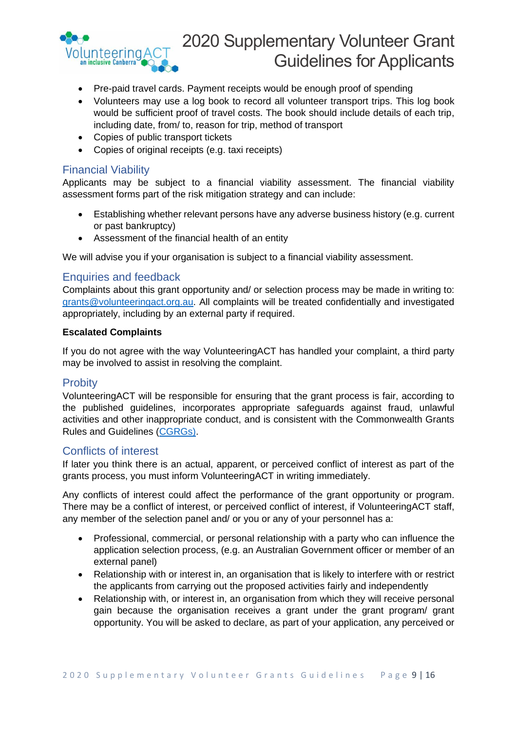- Pre-paid travel cards. Payment receipts would be enough proof of spending
- Volunteers may use a log book to record all volunteer transport trips. This log book would be sufficient proof of travel costs. The book should include details of each trip, including date, from/ to, reason for trip, method of transport
- Copies of public transport tickets
- Copies of original receipts (e.g. taxi receipts)

## Financial Viability

Applicants may be subject to a financial viability assessment. The financial viability assessment forms part of the risk mitigation strategy and can include:

- Establishing whether relevant persons have any adverse business history (e.g. current or past bankruptcy)
- Assessment of the financial health of an entity

We will advise you if your organisation is subject to a financial viability assessment.

## Enquiries and feedback

Complaints about this grant opportunity and/ or selection process may be made in writing to: grants@volunteeringact.org.au. All complaints will be treated confidentially and investigated appropriately, including by an external party if required.

**Escalated Complaints**

If you do not agree with the way VolunteeringACT has handled your complaint, a third party may be involved to assist in resolving the complaint.

## Probity

VolunteeringACT will be responsible for ensuring that the grant process is fair, according to the published guidelines, incorporates appropriate safeguards against fraud, unlawful activities and other inappropriate conduct, and is consistent with the Commonwealth Grants Rules and Guidelines (CGRGs).

## Conflicts of interest

If later you think there is an actual, apparent, or perceived conflict of interest as part of the grants process, you must inform VolunteeringACT in writing immediately.

Any conflicts of interest could affect the performance of the grant opportunity or program. There may be a conflict of interest, or perceived conflict of interest, if VolunteeringACT staff, any member of the selection panel and/ or you or any of your personnel has a:

- Professional, commercial, or personal relationship with a party who can influence the application selection process, (e.g. an Australian Government officer or member of an external panel)
- Relationship with or interest in, an organisation that is likely to interfere with or restrict the applicants from carrying out the proposed activities fairly and independently
- Relationship with, or interest in, an organisation from which they will receive personal gain because the organisation receives a grant under the grant program/ grant opportunity. You will be asked to declare, as part of your application, any perceived or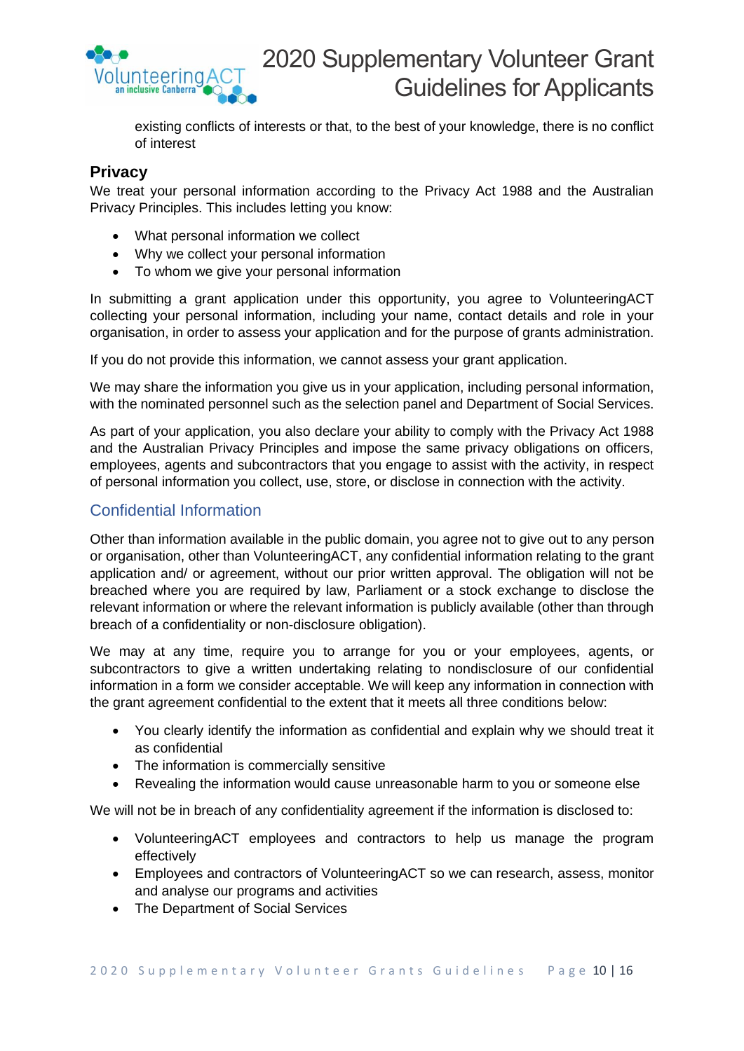existing conflicts of interests or that, to the best of your knowledge, there is no conflict of interest

## Privacy

We treat your personal information according to the Privacy Act 1988 and the Australian Privacy Principles. This includes letting you know:

- What personal information we collect
- Why we collect your personal information
- To whom we give your personal information

In submitting a grant application under this opportunity, you agree to VolunteeringACT collecting your personal information, including your name, contact details and role in your organisation, in order to assess your application and for the purpose of grants administration.

If you do not provide this information, we cannot assess your grant application.

We may share the information you give us in your application, including personal information, with the nominated personnel such as the selection panel and Department of Social Services.

As part of your application, you also declare your ability to comply with the Privacy Act 1988 and the Australian Privacy Principles and impose the same privacy obligations on officers, employees, agents and subcontractors that you engage to assist with the activity, in respect of personal information you collect, use, store, or disclose in connection with the activity.

### Confidential Information

Other than information available in the public domain, you agree not to give out to any person or organisation, other than VolunteeringACT, any confidential information relating to the grant application and/ or agreement, without our prior written approval. The obligation will not be breached where you are required by law, Parliament or a stock exchange to disclose the relevant information or where the relevant information is publicly available (other than through breach of a confidentiality or non-disclosure obligation).

We may at any time, require you to arrange for you or your employees, agents, or subcontractors to give a written undertaking relating to nondisclosure of our confidential information in a form we consider acceptable. We will keep any information in connection with the grant agreement confidential to the extent that it meets all three conditions below:

- You clearly identify the information as confidential and explain why we should treat it as confidential
- The information is commercially sensitive
- Revealing the information would cause unreasonable harm to you or someone else

We will not be in breach of any confidentiality agreement if the information is disclosed to:

- VolunteeringACT employees and contractors to help us manage the program effectively
- Employees and contractors of VolunteeringACT so we can research, assess, monitor and analyse our programs and activities
- The Department of Social Services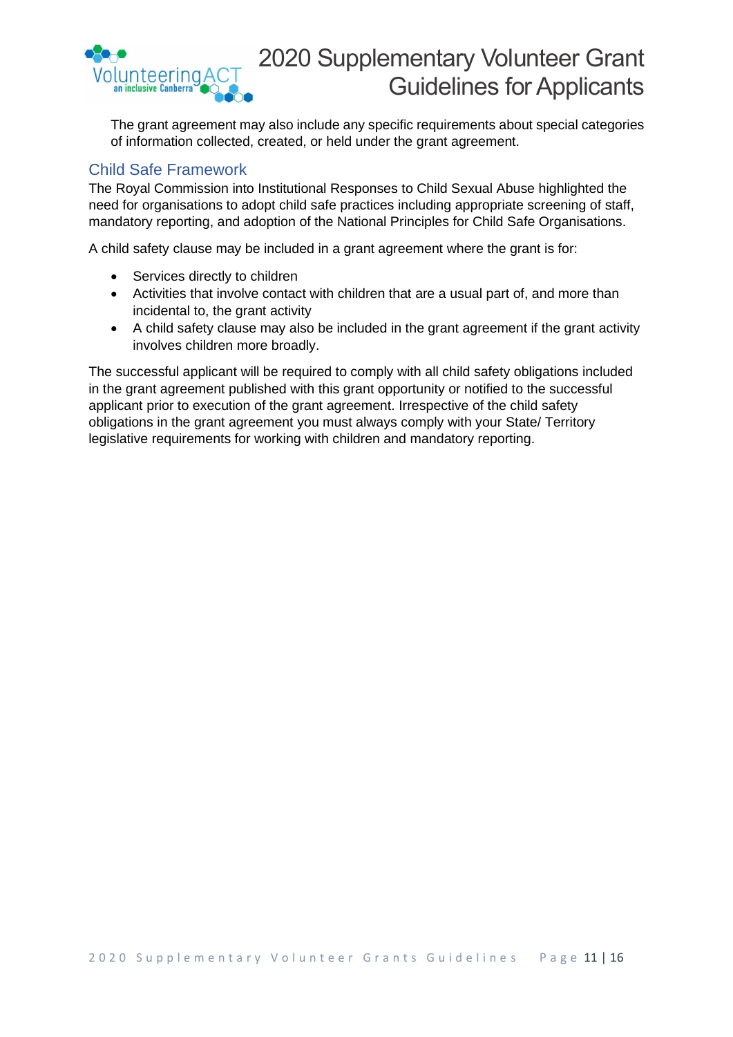The grant agreement may also include any specific requirements about special categories of information collected, created, or held under the grant agreement.

## Child Safe Framework

The Royal Commission into Institutional Responses to Child Sexual Abuse highlighted the need for organisations to adopt child safe practices including appropriate screening of staff, mandatory reporting, and adoption of the National Principles for Child Safe Organisations.

A child safety clause may be included in a grant agreement where the grant is for:

- Services directly to children
- Activities that involve contact with children that are a usual part of, and more than incidental to, the grant activity
- A child safety clause may also be included in the grant agreement if the grant activity involves children more broadly.

The successful applicant will be required to comply with all child safety obligations included in the grant agreement published with this grant opportunity or notified to the successful applicant prior to execution of the grant agreement. Irrespective of the child safety obligations in the grant agreement you must always comply with your State/ Territory legislative requirements for working with children and mandatory reporting.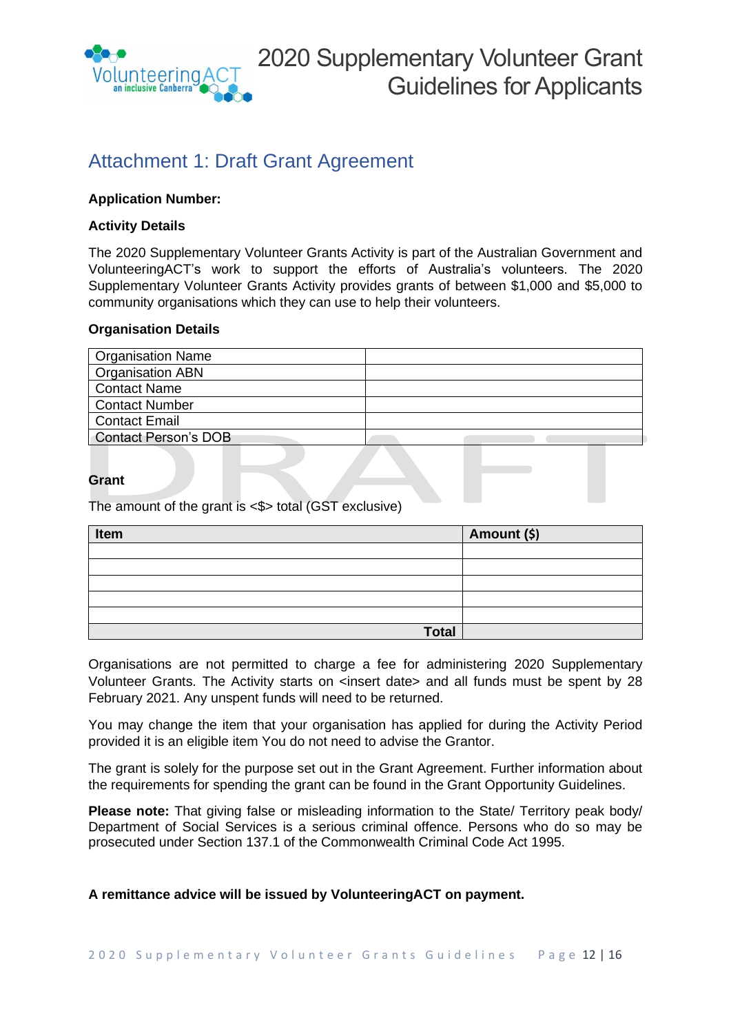## Attachment 1: Draft Grant Agreement

**Application Number:**

**Activity Details**

The 2020 Supplementary Volunteer Grants Activity is part of the Australian Government and VolunteeringACT's work to support the efforts of Australia's volunteers. The 2020 Supplementary Volunteer Grants Activity provides grants of between $1,000 and $5,000 to community organisations which they can use to help their volunteers.

**Organisation Details**

| Organisation Name | |
|---|---|
| Organisation ABN | |
| Contact Name | |
| Contact Number | |
| Contact Email | |
| Contact Person's DOB | |

DRAFT

**Grant**

The amount of the grant is <$> total (GST exclusive)

| Item | Amount ($) |
|---|---|
| | |
| | |
| | |
| | |
| | |
| **Total** | |

Organisations are not permitted to charge a fee for administering 2020 Supplementary Volunteer Grants. The Activity starts on <insert date> and all funds must be spent by 28 February 2021. Any unspent funds will need to be returned.

You may change the item that your organisation has applied for during the Activity Period provided it is an eligible item You do not need to advise the Grantor.

The grant is solely for the purpose set out in the Grant Agreement. Further information about the requirements for spending the grant can be found in the Grant Opportunity Guidelines.

**Please note:** That giving false or misleading information to the State/ Territory peak body/ Department of Social Services is a serious criminal offence. Persons who do so may be prosecuted under Section 137.1 of the Commonwealth Criminal Code Act 1995.

**A remittance advice will be issued by VolunteeringACT on payment.**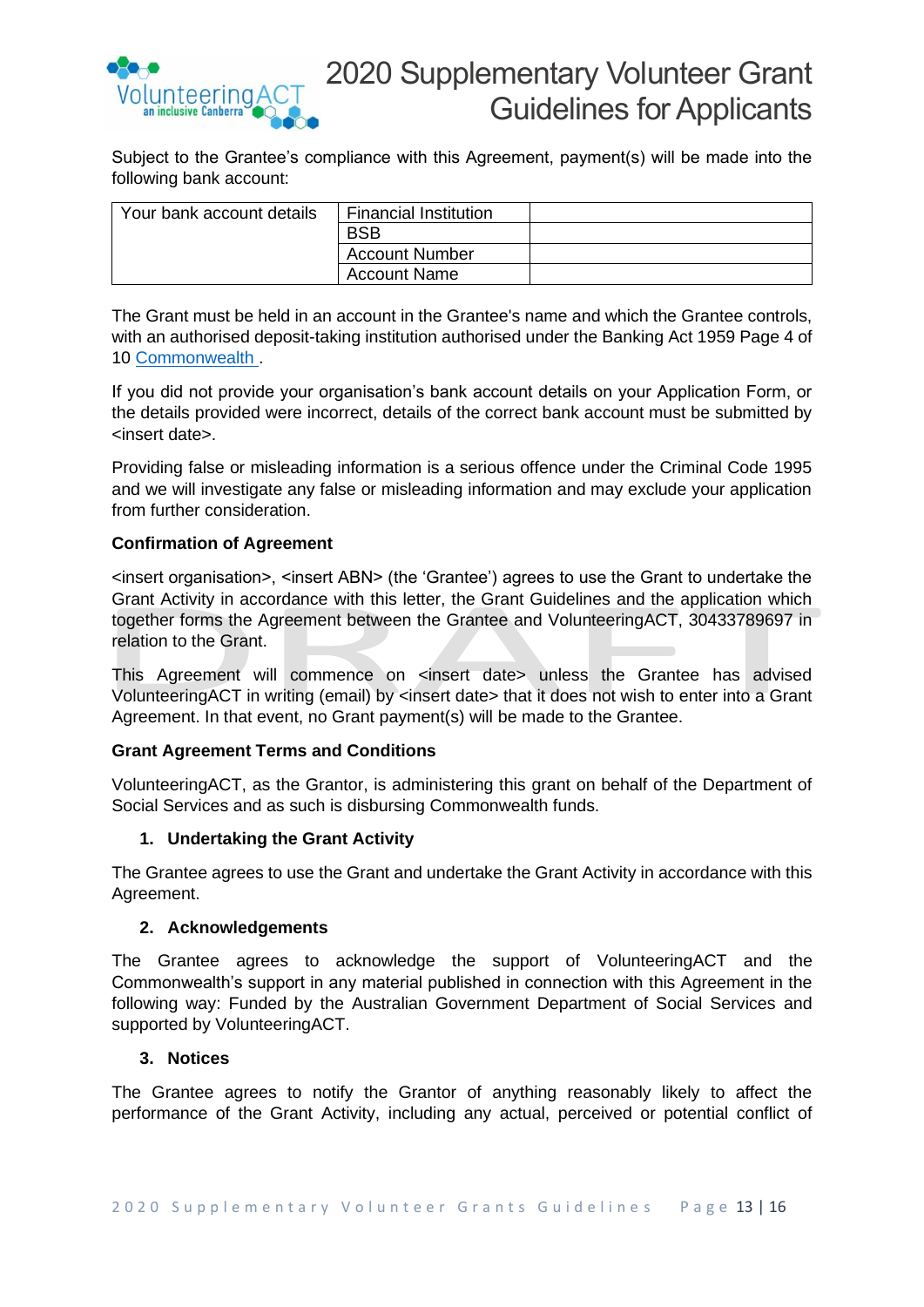Subject to the Grantee's compliance with this Agreement, payment(s) will be made into the following bank account:

| Your bank account details | Financial Institution | |
|---|---|---|
| | BSB | |
| | Account Number | |
| | Account Name | |

The Grant must be held in an account in the Grantee's name and which the Grantee controls, with an authorised deposit-taking institution authorised under the Banking Act 1959 Page 4 of 10 Commonwealth .

If you did not provide your organisation's bank account details on your Application Form, or the details provided were incorrect, details of the correct bank account must be submitted by <insert date>.

Providing false or misleading information is a serious offence under the Criminal Code 1995 and we will investigate any false or misleading information and may exclude your application from further consideration.

**Confirmation of Agreement**

<insert organisation>, <insert ABN> (the 'Grantee') agrees to use the Grant to undertake the Grant Activity in accordance with this letter, the Grant Guidelines and the application which together forms the Agreement between the Grantee and VolunteeringACT, 30433789697 in relation to the Grant.

This Agreement will commence on <insert date> unless the Grantee has advised VolunteeringACT in writing (email) by <insert date> that it does not wish to enter into a Grant Agreement. In that event, no Grant payment(s) will be made to the Grantee.

**Grant Agreement Terms and Conditions**

VolunteeringACT, as the Grantor, is administering this grant on behalf of the Department of Social Services and as such is disbursing Commonwealth funds.

1. **Undertaking the Grant Activity**

The Grantee agrees to use the Grant and undertake the Grant Activity in accordance with this Agreement.

2. **Acknowledgements**

The Grantee agrees to acknowledge the support of VolunteeringACT and the Commonwealth's support in any material published in connection with this Agreement in the following way: Funded by the Australian Government Department of Social Services and supported by VolunteeringACT.

3. **Notices**

The Grantee agrees to notify the Grantor of anything reasonably likely to affect the performance of the Grant Activity, including any actual, perceived or potential conflict of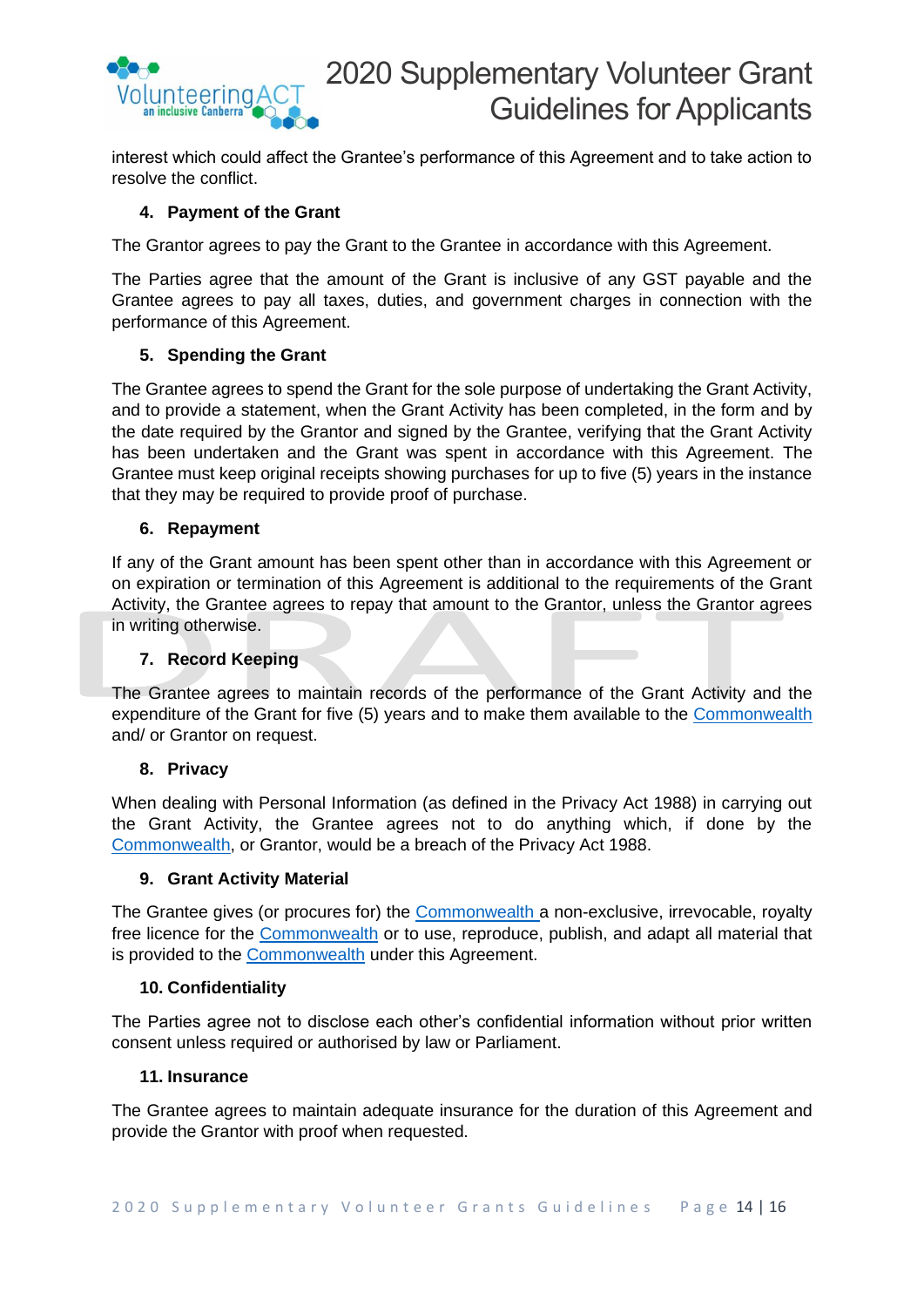interest which could affect the Grantee's performance of this Agreement and to take action to resolve the conflict.

#### 4. Payment of the Grant

The Grantor agrees to pay the Grant to the Grantee in accordance with this Agreement.

The Parties agree that the amount of the Grant is inclusive of any GST payable and the Grantee agrees to pay all taxes, duties, and government charges in connection with the performance of this Agreement.

#### 5. Spending the Grant

The Grantee agrees to spend the Grant for the sole purpose of undertaking the Grant Activity, and to provide a statement, when the Grant Activity has been completed, in the form and by the date required by the Grantor and signed by the Grantee, verifying that the Grant Activity has been undertaken and the Grant was spent in accordance with this Agreement. The Grantee must keep original receipts showing purchases for up to five (5) years in the instance that they may be required to provide proof of purchase.

#### 6. Repayment

If any of the Grant amount has been spent other than in accordance with this Agreement or on expiration or termination of this Agreement is additional to the requirements of the Grant Activity, the Grantee agrees to repay that amount to the Grantor, unless the Grantor agrees in writing otherwise.

#### 7. Record Keeping

The Grantee agrees to maintain records of the performance of the Grant Activity and the expenditure of the Grant for five (5) years and to make them available to the Commonwealth and/ or Grantor on request.

#### 8. Privacy

When dealing with Personal Information (as defined in the Privacy Act 1988) in carrying out the Grant Activity, the Grantee agrees not to do anything which, if done by the Commonwealth, or Grantor, would be a breach of the Privacy Act 1988.

#### 9. Grant Activity Material

The Grantee gives (or procures for) the Commonwealth a non-exclusive, irrevocable, royalty free licence for the Commonwealth or to use, reproduce, publish, and adapt all material that is provided to the Commonwealth under this Agreement.

#### 10. Confidentiality

The Parties agree not to disclose each other's confidential information without prior written consent unless required or authorised by law or Parliament.

#### 11. Insurance

The Grantee agrees to maintain adequate insurance for the duration of this Agreement and provide the Grantor with proof when requested.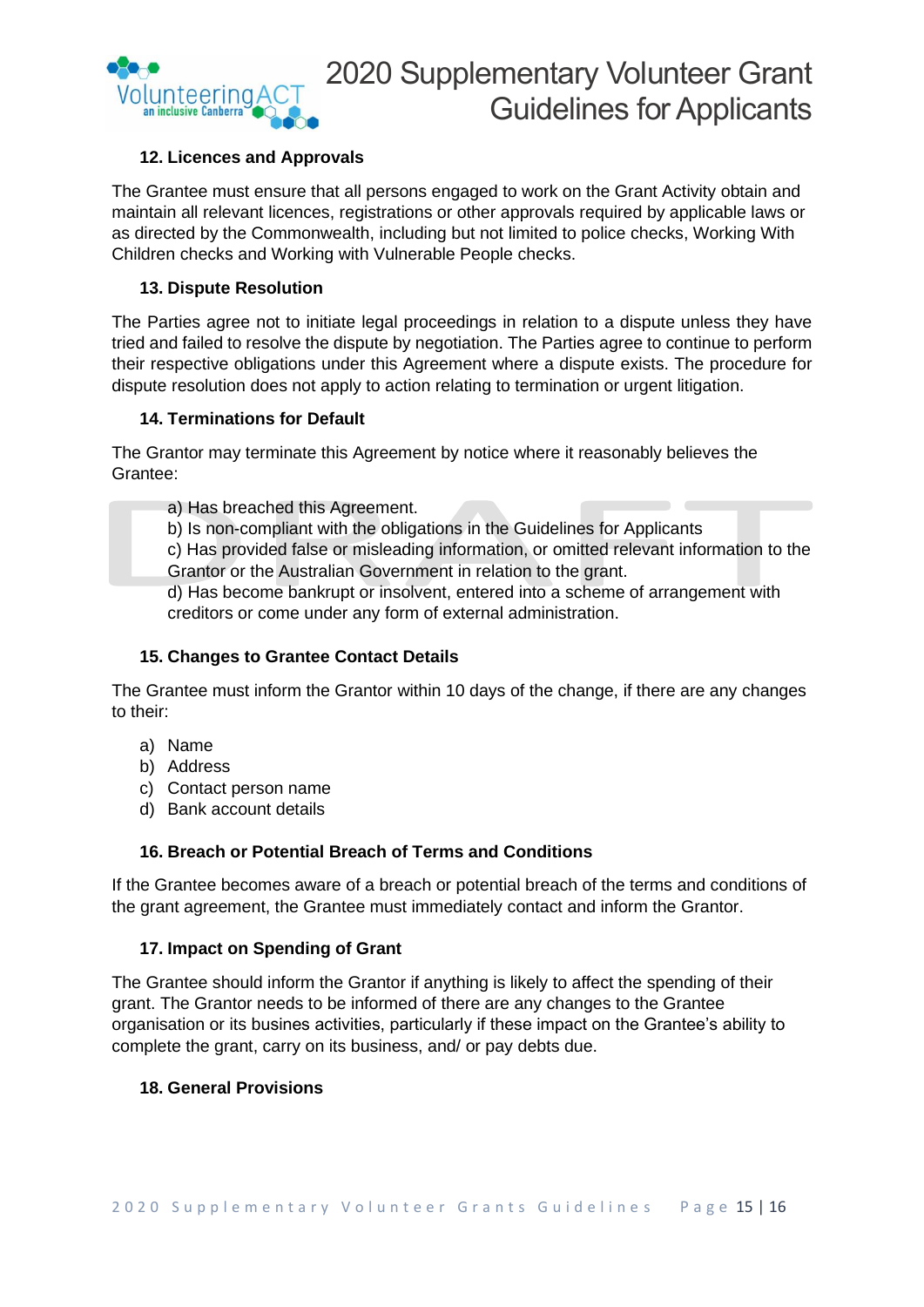### 12. Licences and Approvals

The Grantee must ensure that all persons engaged to work on the Grant Activity obtain and maintain all relevant licences, registrations or other approvals required by applicable laws or as directed by the Commonwealth, including but not limited to police checks, Working With Children checks and Working with Vulnerable People checks.

### 13. Dispute Resolution

The Parties agree not to initiate legal proceedings in relation to a dispute unless they have tried and failed to resolve the dispute by negotiation. The Parties agree to continue to perform their respective obligations under this Agreement where a dispute exists. The procedure for dispute resolution does not apply to action relating to termination or urgent litigation.

### 14. Terminations for Default

The Grantor may terminate this Agreement by notice where it reasonably believes the Grantee:

a) Has breached this Agreement.
b) Is non-compliant with the obligations in the Guidelines for Applicants
c) Has provided false or misleading information, or omitted relevant information to the Grantor or the Australian Government in relation to the grant.
d) Has become bankrupt or insolvent, entered into a scheme of arrangement with creditors or come under any form of external administration.

### 15. Changes to Grantee Contact Details

The Grantee must inform the Grantor within 10 days of the change, if there are any changes to their:

a) Name
b) Address
c) Contact person name
d) Bank account details

### 16. Breach or Potential Breach of Terms and Conditions

If the Grantee becomes aware of a breach or potential breach of the terms and conditions of the grant agreement, the Grantee must immediately contact and inform the Grantor.

### 17. Impact on Spending of Grant

The Grantee should inform the Grantor if anything is likely to affect the spending of their grant. The Grantor needs to be informed of there are any changes to the Grantee organisation or its busines activities, particularly if these impact on the Grantee's ability to complete the grant, carry on its business, and/ or pay debts due.

### 18. General Provisions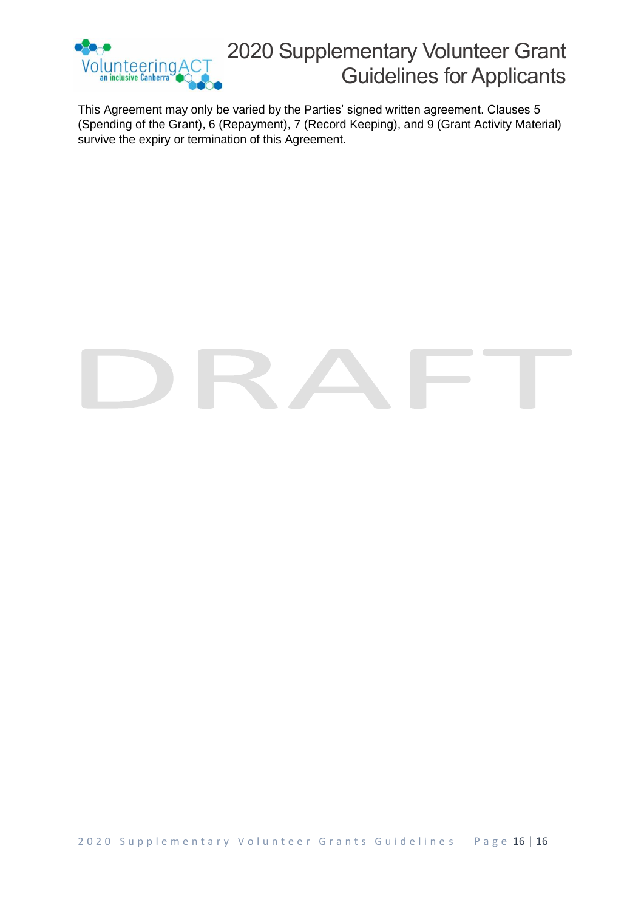This Agreement may only be varied by the Parties' signed written agreement. Clauses 5 (Spending of the Grant), 6 (Repayment), 7 (Record Keeping), and 9 (Grant Activity Material) survive the expiry or termination of this Agreement.